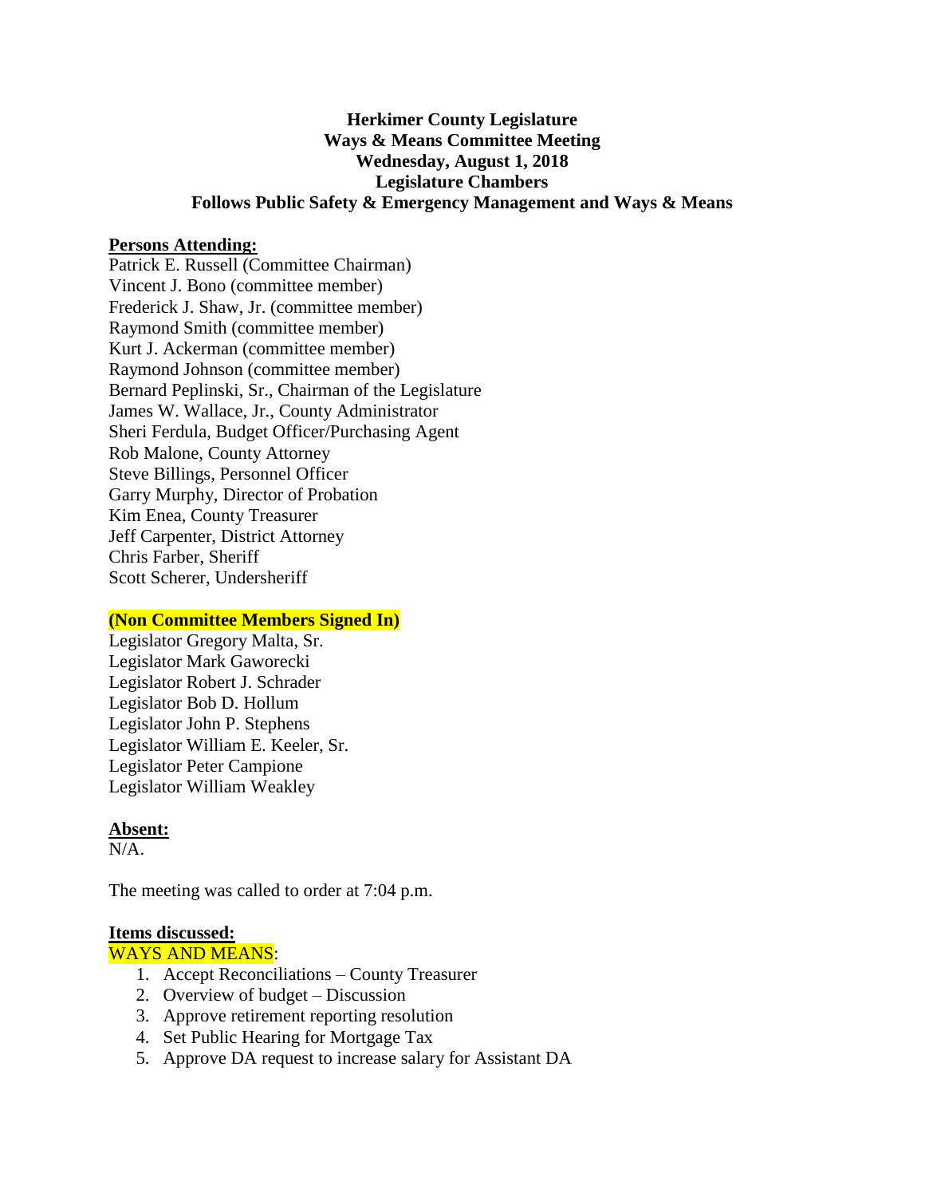**Herkimer County Legislature**
**Ways & Means Committee Meeting**
**Wednesday, August 1, 2018**
**Legislature Chambers**
**Follows Public Safety & Emergency Management and Ways & Means**

**Persons Attending:**

Patrick E. Russell (Committee Chairman)
Vincent J. Bono (committee member)
Frederick J. Shaw, Jr. (committee member)
Raymond Smith (committee member)
Kurt J. Ackerman (committee member)
Raymond Johnson (committee member)
Bernard Peplinski, Sr., Chairman of the Legislature
James W. Wallace, Jr., County Administrator
Sheri Ferdula, Budget Officer/Purchasing Agent
Rob Malone, County Attorney
Steve Billings, Personnel Officer
Garry Murphy, Director of Probation
Kim Enea, County Treasurer
Jeff Carpenter, District Attorney
Chris Farber, Sheriff
Scott Scherer, Undersheriff

**(Non Committee Members Signed In)**

Legislator Gregory Malta, Sr.
Legislator Mark Gaworecki
Legislator Robert J. Schrader
Legislator Bob D. Hollum
Legislator John P. Stephens
Legislator William E. Keeler, Sr.
Legislator Peter Campione
Legislator William Weakley

**Absent:**

N/A.

The meeting was called to order at 7:04 p.m.

**Items discussed:**

WAYS AND MEANS:

1. Accept Reconciliations – County Treasurer
2. Overview of budget – Discussion
3. Approve retirement reporting resolution
4. Set Public Hearing for Mortgage Tax
5. Approve DA request to increase salary for Assistant DA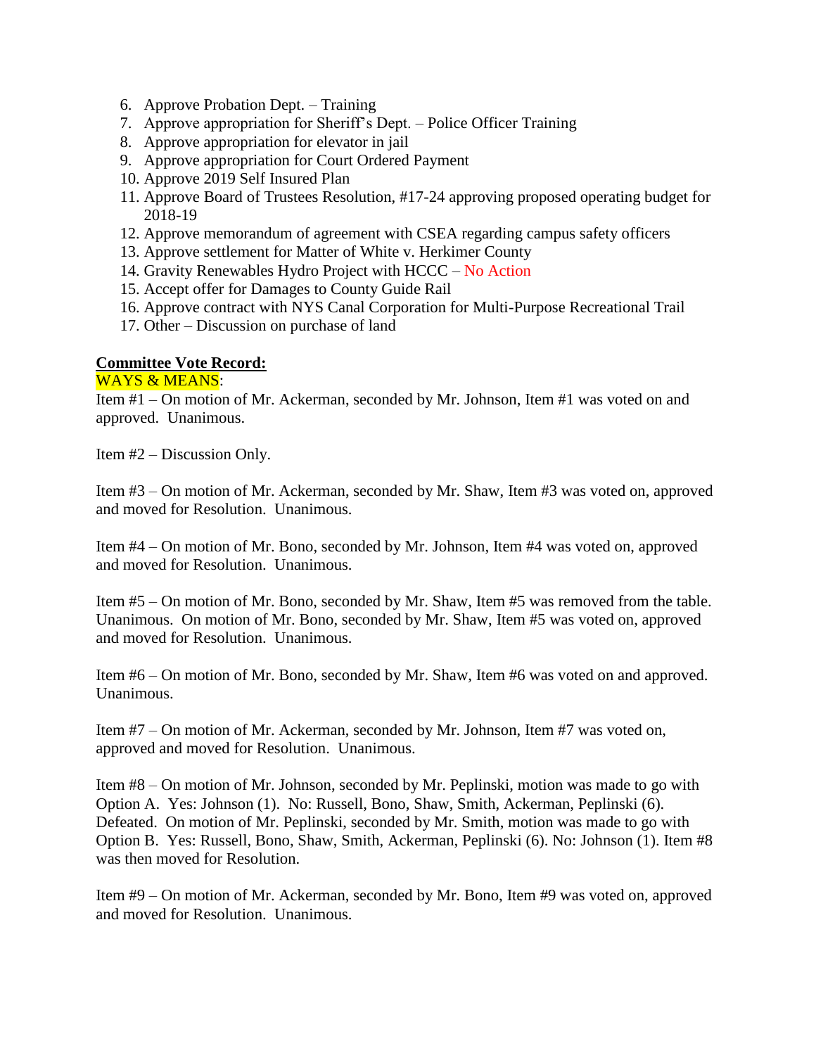6. Approve Probation Dept. – Training
7. Approve appropriation for Sheriff's Dept. – Police Officer Training
8. Approve appropriation for elevator in jail
9. Approve appropriation for Court Ordered Payment
10. Approve 2019 Self Insured Plan
11. Approve Board of Trustees Resolution, #17-24 approving proposed operating budget for 2018-19
12. Approve memorandum of agreement with CSEA regarding campus safety officers
13. Approve settlement for Matter of White v. Herkimer County
14. Gravity Renewables Hydro Project with HCCC – No Action
15. Accept offer for Damages to County Guide Rail
16. Approve contract with NYS Canal Corporation for Multi-Purpose Recreational Trail
17. Other – Discussion on purchase of land

**Committee Vote Record:**

WAYS & MEANS:

Item #1 – On motion of Mr. Ackerman, seconded by Mr. Johnson, Item #1 was voted on and approved. Unanimous.

Item #2 – Discussion Only.

Item #3 – On motion of Mr. Ackerman, seconded by Mr. Shaw, Item #3 was voted on, approved and moved for Resolution. Unanimous.

Item #4 – On motion of Mr. Bono, seconded by Mr. Johnson, Item #4 was voted on, approved and moved for Resolution. Unanimous.

Item #5 – On motion of Mr. Bono, seconded by Mr. Shaw, Item #5 was removed from the table. Unanimous. On motion of Mr. Bono, seconded by Mr. Shaw, Item #5 was voted on, approved and moved for Resolution. Unanimous.

Item #6 – On motion of Mr. Bono, seconded by Mr. Shaw, Item #6 was voted on and approved. Unanimous.

Item #7 – On motion of Mr. Ackerman, seconded by Mr. Johnson, Item #7 was voted on, approved and moved for Resolution. Unanimous.

Item #8 – On motion of Mr. Johnson, seconded by Mr. Peplinski, motion was made to go with Option A. Yes: Johnson (1). No: Russell, Bono, Shaw, Smith, Ackerman, Peplinski (6). Defeated. On motion of Mr. Peplinski, seconded by Mr. Smith, motion was made to go with Option B. Yes: Russell, Bono, Shaw, Smith, Ackerman, Peplinski (6). No: Johnson (1). Item #8 was then moved for Resolution.

Item #9 – On motion of Mr. Ackerman, seconded by Mr. Bono, Item #9 was voted on, approved and moved for Resolution. Unanimous.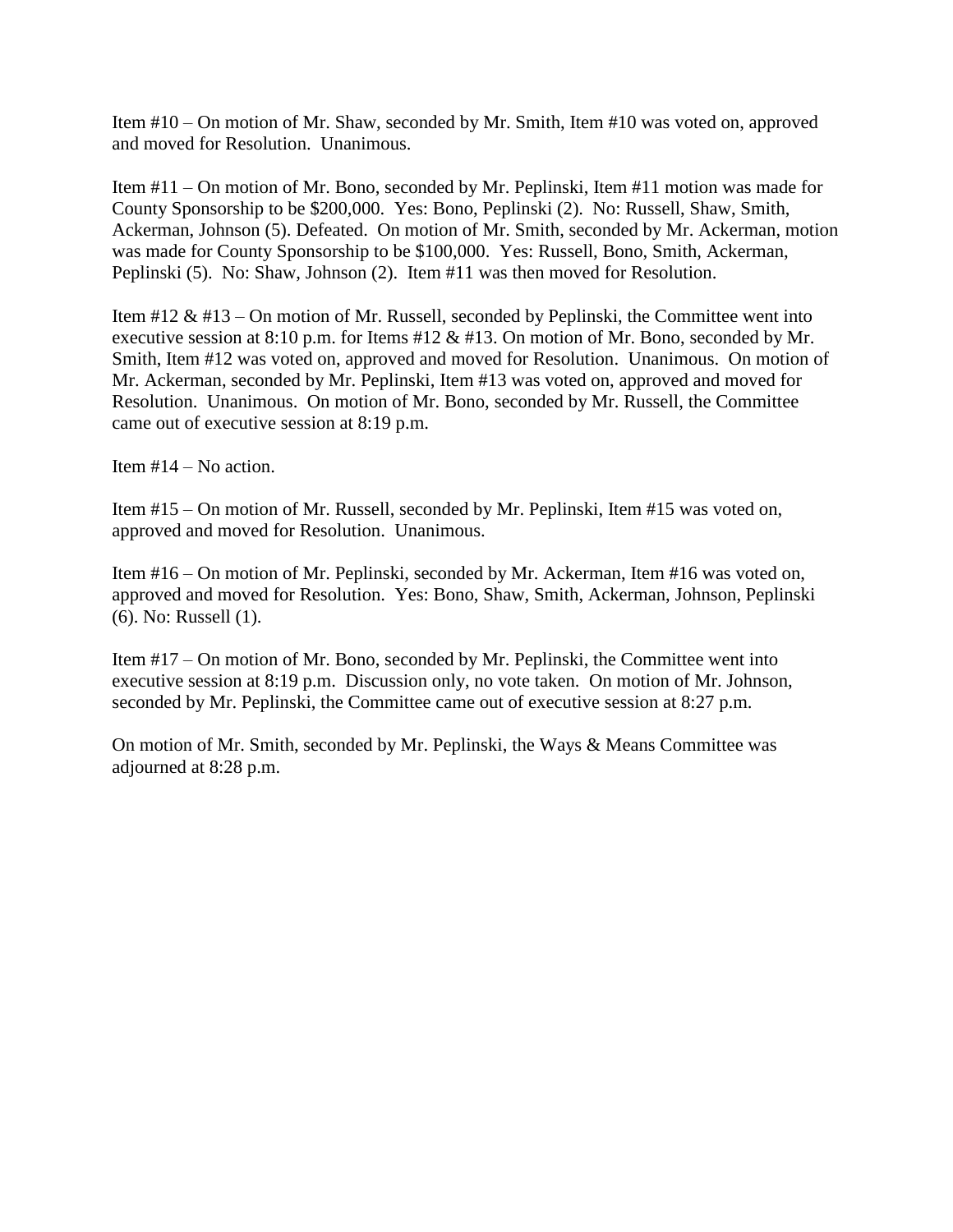Item #10 – On motion of Mr. Shaw, seconded by Mr. Smith, Item #10 was voted on, approved and moved for Resolution.  Unanimous.

Item #11 – On motion of Mr. Bono, seconded by Mr. Peplinski, Item #11 motion was made for County Sponsorship to be $200,000.  Yes: Bono, Peplinski (2).  No: Russell, Shaw, Smith, Ackerman, Johnson (5). Defeated.  On motion of Mr. Smith, seconded by Mr. Ackerman, motion was made for County Sponsorship to be $100,000.  Yes: Russell, Bono, Smith, Ackerman, Peplinski (5).  No: Shaw, Johnson (2).  Item #11 was then moved for Resolution.

Item #12 & #13 – On motion of Mr. Russell, seconded by Peplinski, the Committee went into executive session at 8:10 p.m. for Items #12 & #13. On motion of Mr. Bono, seconded by Mr. Smith, Item #12 was voted on, approved and moved for Resolution.  Unanimous.  On motion of Mr. Ackerman, seconded by Mr. Peplinski, Item #13 was voted on, approved and moved for Resolution.  Unanimous.  On motion of Mr. Bono, seconded by Mr. Russell, the Committee came out of executive session at 8:19 p.m.

Item #14 – No action.

Item #15 – On motion of Mr. Russell, seconded by Mr. Peplinski, Item #15 was voted on, approved and moved for Resolution.  Unanimous.

Item #16 – On motion of Mr. Peplinski, seconded by Mr. Ackerman, Item #16 was voted on, approved and moved for Resolution.  Yes: Bono, Shaw, Smith, Ackerman, Johnson, Peplinski (6). No: Russell (1).

Item #17 – On motion of Mr. Bono, seconded by Mr. Peplinski, the Committee went into executive session at 8:19 p.m.  Discussion only, no vote taken.  On motion of Mr. Johnson, seconded by Mr. Peplinski, the Committee came out of executive session at 8:27 p.m.

On motion of Mr. Smith, seconded by Mr. Peplinski, the Ways & Means Committee was adjourned at 8:28 p.m.